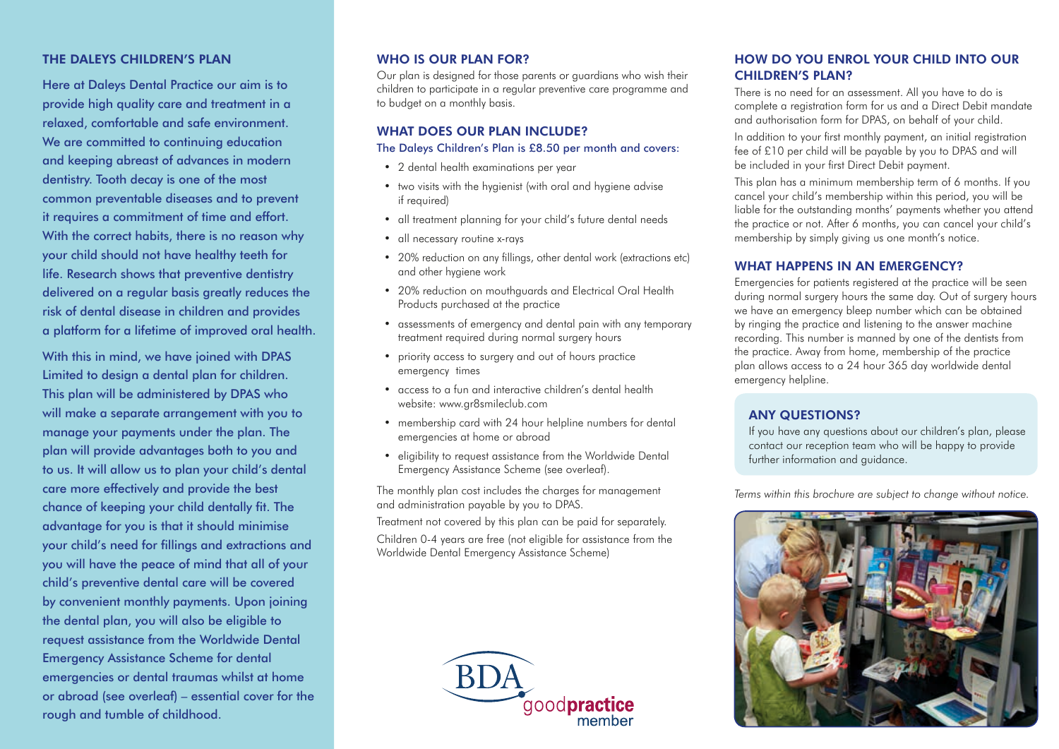## THE DALEYS CHILDREN'S PLAN

Here at Daleys Dental Practice our aim is to provide high quality care and treatment in a relaxed, comfortable and safe environment. We are committed to continuing education and keeping abreast of advances in modern dentistry. Tooth decay is one of the most common preventable diseases and to prevent it requires a commitment of time and effort. With the correct habits, there is no reason why your child should not have healthy teeth for life. Research shows that preventive dentistry delivered on a regular basis greatly reduces the risk of dental disease in children and provides a platform for a lifetime of improved oral health.

With this in mind, we have joined with DPAS Limited to design a dental plan for children. This plan will be administered by DPAS who will make a separate arrangement with you to manage your payments under the plan. The plan will provide advantages both to you and to us. It will allow us to plan your child's dental care more effectively and provide the best chance of keeping your child dentally fit. The advantage for you is that it should minimise your child's need for fillings and extractions and you will have the peace of mind that all of your child's preventive dental care will be covered by convenient monthly payments. Upon joining the dental plan, you will also be eligible to request assistance from the Worldwide Dental Emergency Assistance Scheme for dental emergencies or dental traumas whilst at home or abroad (see overleaf) – essential cover for the rough and tumble of childhood.

## WHO IS OUR PLAN FOR?

Our plan is designed for those parents or guardians who wish their children to participate in a regular preventive care programme and to budget on a monthly basis.

## WHAT DOES OUR PLAN INCLUDE?

The Daleys Children's Plan is £8.50 per month and covers:

- 2 dental health examinations per year
- two visits with the hygienist (with oral and hygiene advise if required)
- all treatment planning for your child's future dental needs
- all necessary routine x-rays
- 20% reduction on any fillings, other dental work (extractions etc) and other hygiene work
- 20% reduction on mouthguards and Electrical Oral Health Products purchased at the practice
- assessments of emergency and dental pain with any temporary treatment required during normal surgery hours
- priority access to surgery and out of hours practice emergency times
- access to a fun and interactive children's dental health website: www.gr8smileclub.com
- membership card with 24 hour helpline numbers for dental emergencies at home or abroad
- eligibility to request assistance from the Worldwide Dental Emergency Assistance Scheme (see overleaf).

The monthly plan cost includes the charges for management and administration payable by you to DPAS.

Treatment not covered by this plan can be paid for separately.

Children 0-4 years are free (not eligible for assistance from the Worldwide Dental Emergency Assistance Scheme)

BDA goodpractice member

## HOW DO YOU ENROL YOUR CHILD INTO OUR CHILDREN'S PLAN?

There is no need for an assessment. All you have to do is complete a registration form for us and a Direct Debit mandate and authorisation form for DPAS, on behalf of your child.

In addition to your first monthly payment, an initial registration fee of £10 per child will be payable by you to DPAS and will be included in your first Direct Debit payment.

This plan has a minimum membership term of 6 months. If you cancel your child's membership within this period, you will be liable for the outstanding months' payments whether you attend the practice or not. After 6 months, you can cancel your child's membership by simply giving us one month's notice.

## WHAT HAPPENS IN AN EMERGENCY?

Emergencies for patients registered at the practice will be seen during normal surgery hours the same day. Out of surgery hours we have an emergency bleep number which can be obtained by ringing the practice and listening to the answer machine recording. This number is manned by one of the dentists from the practice. Away from home, membership of the practice plan allows access to a 24 hour 365 day worldwide dental emergency helpline.

## ANY QUESTIONS?

If you have any questions about our children's plan, please contact our reception team who will be happy to provide further information and guidance.

*Terms within this brochure are subject to change without notice.*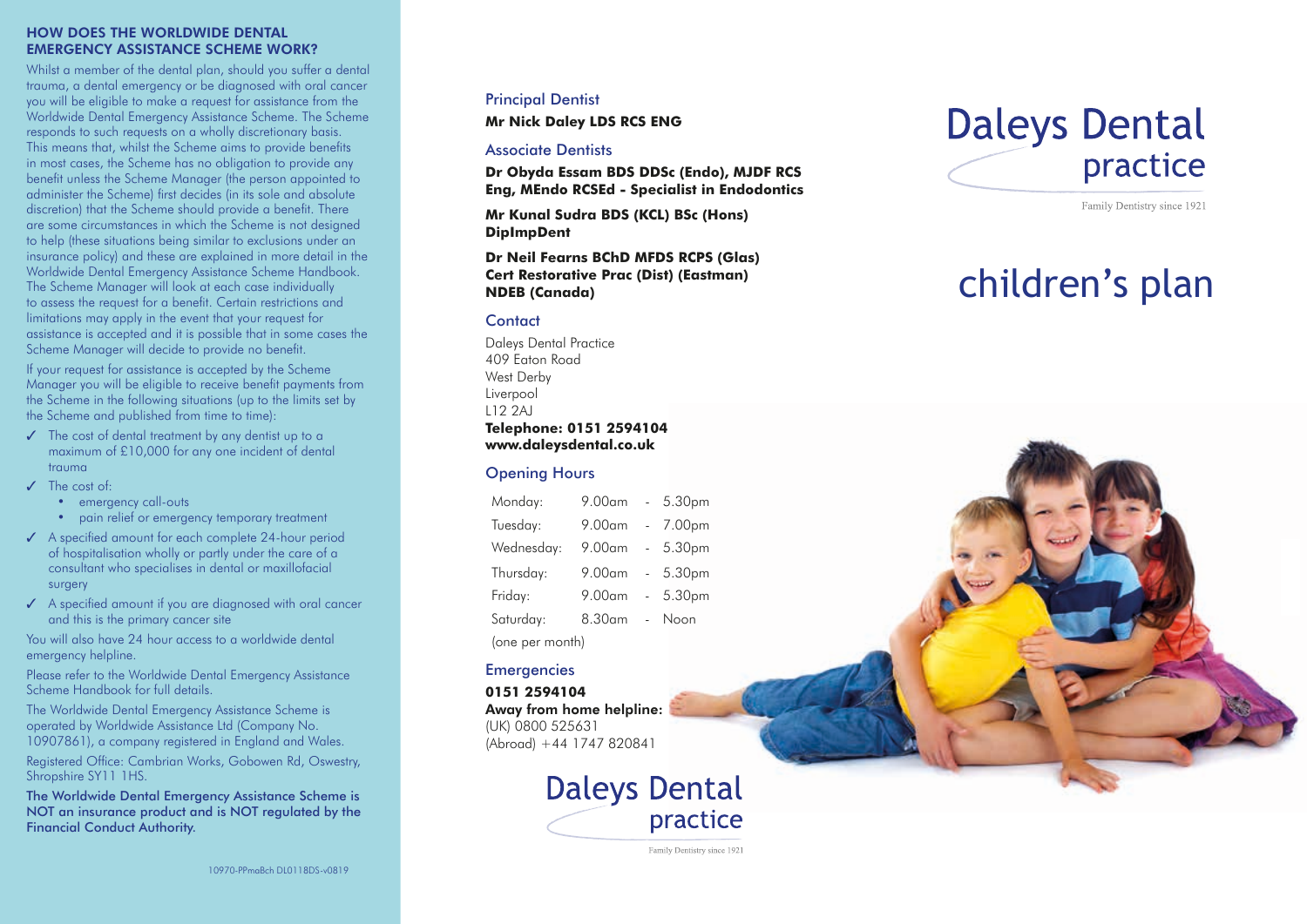## HOW DOES THE WORLDWIDE DENTAL EMERGENCY ASSISTANCE SCHEME WORK?

Whilst a member of the dental plan, should you suffer a dental trauma, a dental emergency or be diagnosed with oral cancer you will be eligible to make a request for assistance from the Worldwide Dental Emergency Assistance Scheme. The Scheme responds to such requests on a wholly discretionary basis. This means that, whilst the Scheme aims to provide benefits in most cases, the Scheme has no obligation to provide any benefit unless the Scheme Manager (the person appointed to administer the Scheme) first decides (in its sole and absolute discretion) that the Scheme should provide a benefit. There are some circumstances in which the Scheme is not designed to help (these situations being similar to exclusions under an insurance policy) and these are explained in more detail in the Worldwide Dental Emergency Assistance Scheme Handbook. The Scheme Manager will look at each case individually to assess the request for a benefit. Certain restrictions and limitations may apply in the event that your request for assistance is accepted and it is possible that in some cases the Scheme Manager will decide to provide no benefit.

If your request for assistance is accepted by the Scheme Manager you will be eligible to receive benefit payments from the Scheme in the following situations (up to the limits set by the Scheme and published from time to time):

- ✓ The cost of dental treatment by any dentist up to a maximum of £10,000 for any one incident of dental trauma
- ✓ The cost of:
  - emergency call-outs
  - pain relief or emergency temporary treatment
- ✓ A specified amount for each complete 24-hour period of hospitalisation wholly or partly under the care of a consultant who specialises in dental or maxillofacial surgery
- ✓ A specified amount if you are diagnosed with oral cancer and this is the primary cancer site

You will also have 24 hour access to a worldwide dental emergency helpline.

Please refer to the Worldwide Dental Emergency Assistance Scheme Handbook for full details.

The Worldwide Dental Emergency Assistance Scheme is operated by Worldwide Assistance Ltd (Company No. 10907861), a company registered in England and Wales.

Registered Office: Cambrian Works, Gobowen Rd, Oswestry, Shropshire SY11 1HS.

**The Worldwide Dental Emergency Assistance Scheme is NOT an insurance product and is NOT regulated by the Financial Conduct Authority.**

10970-PPmaBch DL0118DS-v0819

### Principal Dentist

**Mr Nick Daley LDS RCS ENG**

### Associate Dentists

**Dr Obyda Essam BDS DDSc (Endo), MJDF RCS Eng, MEndo RCSEd - Specialist in Endodontics**

**Mr Kunal Sudra BDS (KCL) BSc (Hons) DipImpDent**

**Dr Neil Fearns BChD MFDS RCPS (Glas) Cert Restorative Prac (Dist) (Eastman) NDEB (Canada)**

### Contact

Daleys Dental Practice
409 Eaton Road
West Derby
Liverpool
L12 2AJ
**Telephone: 0151 2594104**
**www.daleysdental.co.uk**

### Opening Hours

| | | | |
|---|---|---|---|
| Monday: | 9.00am | - | 5.30pm |
| Tuesday: | 9.00am | - | 7.00pm |
| Wednesday: | 9.00am | - | 5.30pm |
| Thursday: | 9.00am | - | 5.30pm |
| Friday: | 9.00am | - | 5.30pm |
| Saturday: | 8.30am | - | Noon |

(one per month)

### Emergencies

**0151 2594104**
**Away from home helpline:**
(UK) 0800 525631
(Abroad) +44 1747 820841

Daleys Dental practice
Family Dentistry since 1921

# Daleys Dental practice

Family Dentistry since 1921

# children's plan